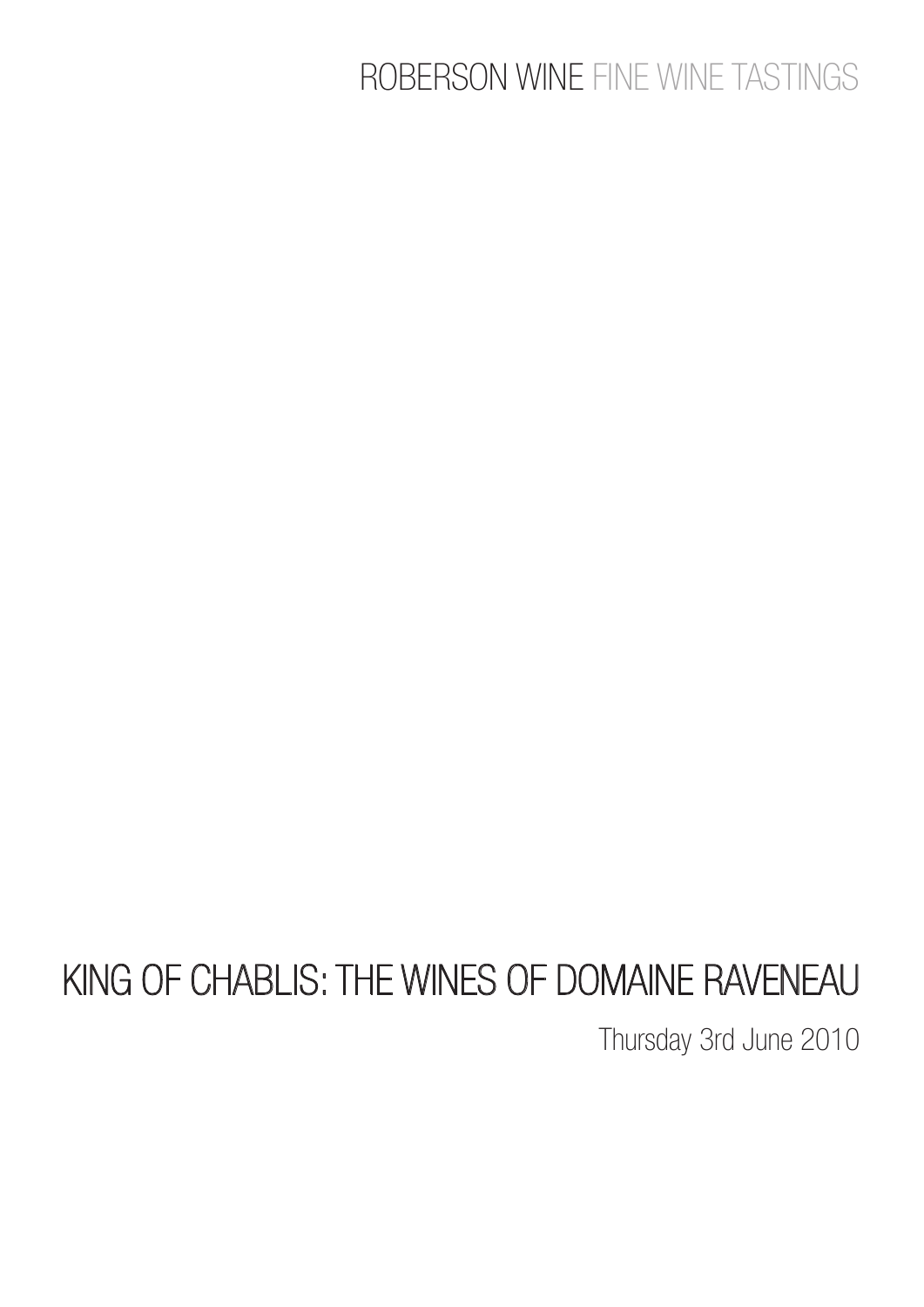ROBERSON WINE FINE WINE TASTINGS

# KING OF CHABLIS: THE WINES OF DOMAINE RAVENEAU

Thursday 3rd June 2010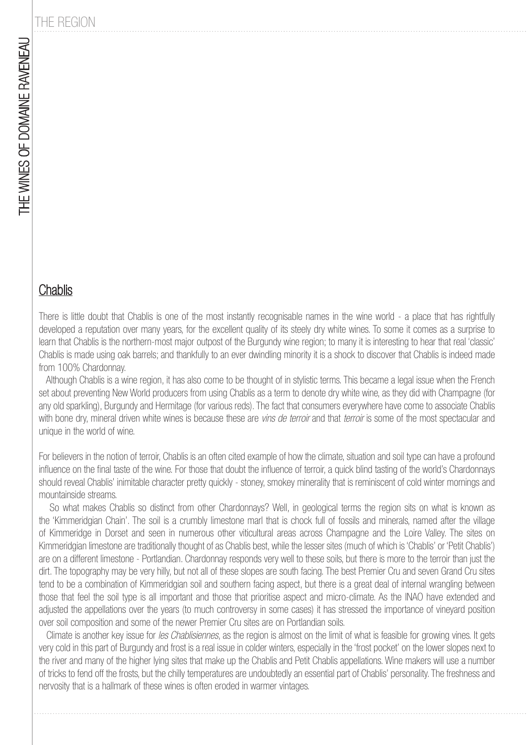## Chablis

There is little doubt that Chablis is one of the most instantly recognisable names in the wine world - a place that has rightfully developed a reputation over many years, for the excellent quality of its steely dry white wines. To some it comes as a surprise to learn that Chablis is the northern-most major outpost of the Burgundy wine region; to many it is interesting to hear that real 'classic' Chablis is made using oak barrels; and thankfully to an ever dwindling minority it is a shock to discover that Chablis is indeed made from 100% Chardonnay.

Although Chablis is a wine region, it has also come to be thought of in stylistic terms. This became a legal issue when the French set about preventing New World producers from using Chablis as a term to denote dry white wine, as they did with Champagne (for any old sparkling), Burgundy and Hermitage (for various reds). The fact that consumers everywhere have come to associate Chablis with bone dry, mineral driven white wines is because these are *vins de terroir* and that *terroir* is some of the most spectacular and unique in the world of wine.

For believers in the notion of terroir, Chablis is an often cited example of how the climate, situation and soil type can have a profound influence on the final taste of the wine. For those that doubt the influence of terroir, a quick blind tasting of the world's Chardonnays should reveal Chablis' inimitable character pretty quickly - stoney, smokey minerality that is reminiscent of cold winter mornings and mountainside streams.

So what makes Chablis so distinct from other Chardonnays? Well, in geological terms the region sits on what is known as the 'Kimmeridgian Chain'. The soil is a crumbly limestone marl that is chock full of fossils and minerals, named after the village of Kimmeridge in Dorset and seen in numerous other viticultural areas across Champagne and the Loire Valley. The sites on Kimmeridgian limestone are traditionally thought of as Chablis best, while the lesser sites (much of which is 'Chablis' or 'Petit Chablis') are on a different limestone - Portlandian. Chardonnay responds very well to these soils, but there is more to the terroir than just the dirt. The topography may be very hilly, but not all of these slopes are south facing. The best Premier Cru and seven Grand Cru sites tend to be a combination of Kimmeridgian soil and southern facing aspect, but there is a great deal of internal wrangling between those that feel the soil type is all important and those that prioritise aspect and micro-climate. As the INAO have extended and adjusted the appellations over the years (to much controversy in some cases) it has stressed the importance of vineyard position over soil composition and some of the newer Premier Cru sites are on Portlandian soils.

Climate is another key issue for *les Chablisiennes*, as the region is almost on the limit of what is feasible for growing vines. It gets very cold in this part of Burgundy and frost is a real issue in colder winters, especially in the 'frost pocket' on the lower slopes next to the river and many of the higher lying sites that make up the Chablis and Petit Chablis appellations. Wine makers will use a number of tricks to fend off the frosts, but the chilly temperatures are undoubtedly an essential part of Chablis' personality. The freshness and nervosity that is a hallmark of these wines is often eroded in warmer vintages.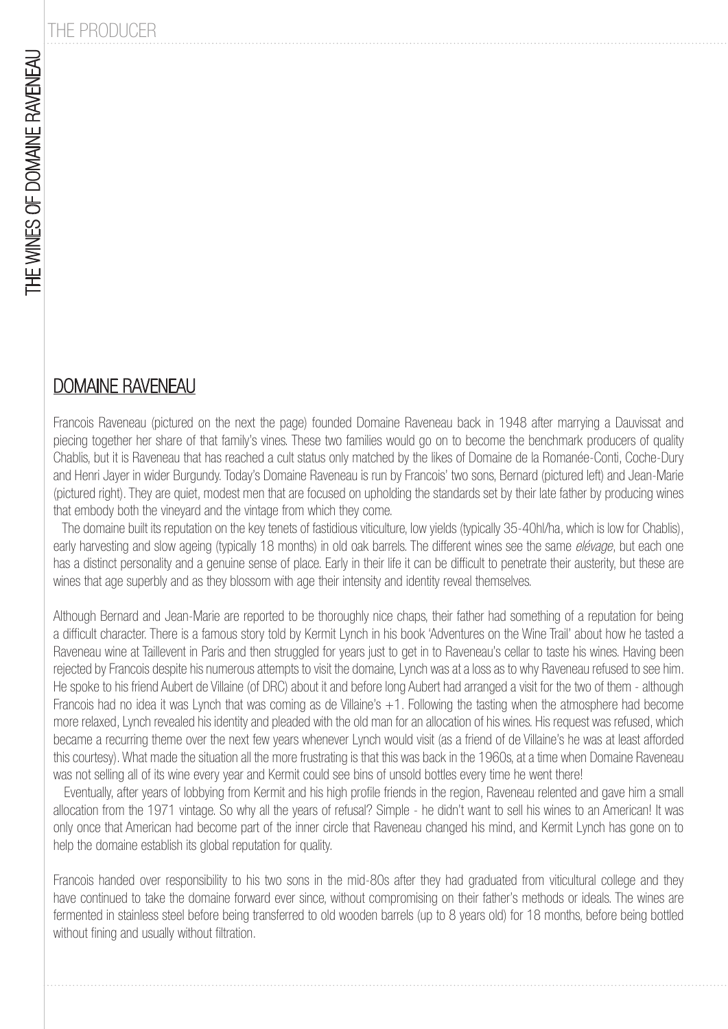## DOMAINE RAVENEAU

Francois Raveneau (pictured on the next the page) founded Domaine Raveneau back in 1948 after marrying a Dauvissat and piecing together her share of that family's vines. These two families would go on to become the benchmark producers of quality Chablis, but it is Raveneau that has reached a cult status only matched by the likes of Domaine de la Romanée-Conti, Coche-Dury and Henri Jayer in wider Burgundy. Today's Domaine Raveneau is run by Francois' two sons, Bernard (pictured left) and Jean-Marie (pictured right). They are quiet, modest men that are focused on upholding the standards set by their late father by producing wines that embody both the vineyard and the vintage from which they come.

The domaine built its reputation on the key tenets of fastidious viticulture, low yields (typically 35-40hl/ha, which is low for Chablis), early harvesting and slow ageing (typically 18 months) in old oak barrels. The different wines see the same *elévage*, but each one has a distinct personality and a genuine sense of place. Early in their life it can be difficult to penetrate their austerity, but these are wines that age superbly and as they blossom with age their intensity and identity reveal themselves.

Although Bernard and Jean-Marie are reported to be thoroughly nice chaps, their father had something of a reputation for being a difficult character. There is a famous story told by Kermit Lynch in his book 'Adventures on the Wine Trail' about how he tasted a Raveneau wine at Taillevent in Paris and then struggled for years just to get in to Raveneau's cellar to taste his wines. Having been rejected by Francois despite his numerous attempts to visit the domaine, Lynch was at a loss as to why Raveneau refused to see him. He spoke to his friend Aubert de Villaine (of DRC) about it and before long Aubert had arranged a visit for the two of them - although Francois had no idea it was Lynch that was coming as de Villaine's +1. Following the tasting when the atmosphere had become more relaxed, Lynch revealed his identity and pleaded with the old man for an allocation of his wines. His request was refused, which became a recurring theme over the next few years whenever Lynch would visit (as a friend of de Villaine's he was at least afforded this courtesy). What made the situation all the more frustrating is that this was back in the 1960s, at a time when Domaine Raveneau was not selling all of its wine every year and Kermit could see bins of unsold bottles every time he went there!

Eventually, after years of lobbying from Kermit and his high profile friends in the region, Raveneau relented and gave him a small allocation from the 1971 vintage. So why all the years of refusal? Simple - he didn't want to sell his wines to an American! It was only once that American had become part of the inner circle that Raveneau changed his mind, and Kermit Lynch has gone on to help the domaine establish its global reputation for quality.

Francois handed over responsibility to his two sons in the mid-80s after they had graduated from viticultural college and they have continued to take the domaine forward ever since, without compromising on their father's methods or ideals. The wines are fermented in stainless steel before being transferred to old wooden barrels (up to 8 years old) for 18 months, before being bottled without fining and usually without filtration.